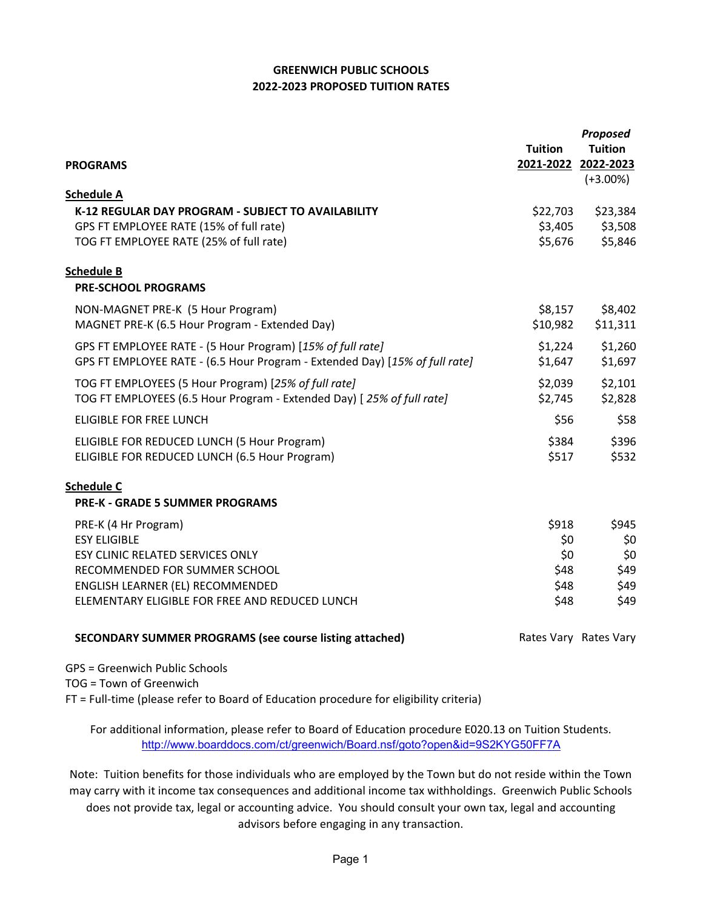# GREENWICH PUBLIC SCHOOLS
## 2022-2023 PROPOSED TUITION RATES

| PROGRAMS | Tuition 2021-2022 | *Proposed* Tuition 2022-2023 (+3.00%) |
|---|---|---|
| **Schedule A** | | |
| **K-12 REGULAR DAY PROGRAM - SUBJECT TO AVAILABILITY** | $22,703 | $23,384 |
| GPS FT EMPLOYEE RATE (15% of full rate) | $3,405 | $3,508 |
| TOG FT EMPLOYEE RATE (25% of full rate) | $5,676 | $5,846 |
| **Schedule B** | | |
| **PRE-SCHOOL PROGRAMS** | | |
| NON-MAGNET PRE-K (5 Hour Program) | $8,157 | $8,402 |
| MAGNET PRE-K (6.5 Hour Program - Extended Day) | $10,982 | $11,311 |
| GPS FT EMPLOYEE RATE - (5 Hour Program) [*15% of full rate*] | $1,224 | $1,260 |
| GPS FT EMPLOYEE RATE - (6.5 Hour Program - Extended Day) [*15% of full rate*] | $1,647 | $1,697 |
| TOG FT EMPLOYEES (5 Hour Program) [*25% of full rate*] | $2,039 | $2,101 |
| TOG FT EMPLOYEES (6.5 Hour Program - Extended Day) [ *25% of full rate*] | $2,745 | $2,828 |
| ELIGIBLE FOR FREE LUNCH | $56 | $58 |
| ELIGIBLE FOR REDUCED LUNCH (5 Hour Program) | $384 | $396 |
| ELIGIBLE FOR REDUCED LUNCH (6.5 Hour Program) | $517 | $532 |
| **Schedule C** | | |
| **PRE-K - GRADE 5 SUMMER PROGRAMS** | | |
| PRE-K (4 Hr Program) | $918 | $945 |
| ESY ELIGIBLE | $0 | $0 |
| ESY CLINIC RELATED SERVICES ONLY | $0 | $0 |
| RECOMMENDED FOR SUMMER SCHOOL | $48 | $49 |
| ENGLISH LEARNER (EL) RECOMMENDED | $48 | $49 |
| ELEMENTARY ELIGIBLE FOR FREE AND REDUCED LUNCH | $48 | $49 |
| **SECONDARY SUMMER PROGRAMS (see course listing attached)** | Rates Vary | Rates Vary |

GPS = Greenwich Public Schools
TOG = Town of Greenwich
FT = Full-time (please refer to Board of Education procedure for eligibility criteria)

For additional information, please refer to Board of Education procedure E020.13 on Tuition Students.
http://www.boarddocs.com/ct/greenwich/Board.nsf/goto?open&id=9S2KYG50FF7A

Note: Tuition benefits for those individuals who are employed by the Town but do not reside within the Town may carry with it income tax consequences and additional income tax withholdings. Greenwich Public Schools does not provide tax, legal or accounting advice. You should consult your own tax, legal and accounting advisors before engaging in any transaction.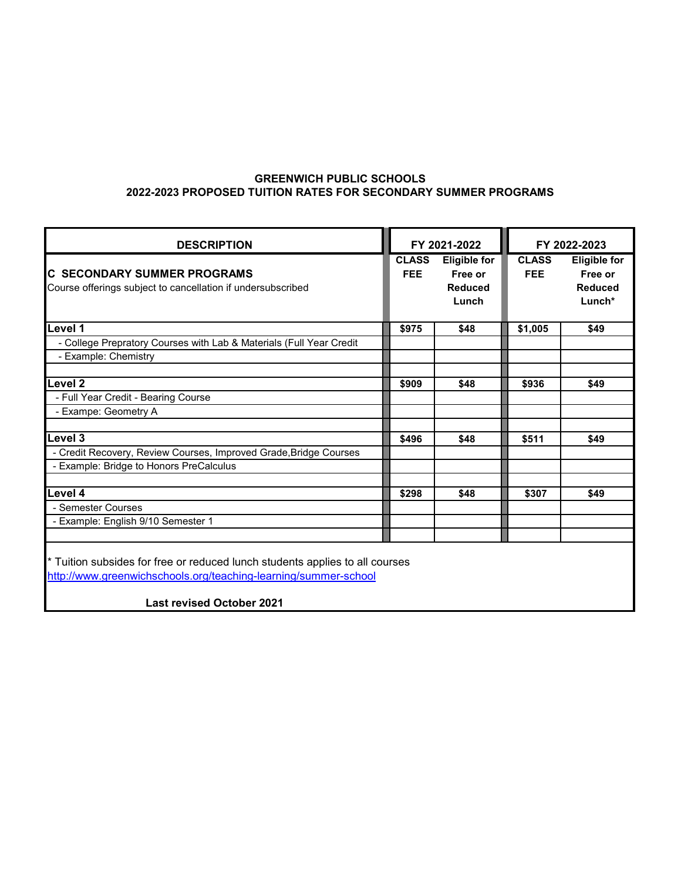**GREENWICH PUBLIC SCHOOLS**
**2022-2023 PROPOSED TUITION RATES FOR SECONDARY SUMMER PROGRAMS**

| DESCRIPTION | FY 2021-2022 | | FY 2022-2023 | |
|---|---|---|---|---|
| **C SECONDARY SUMMER PROGRAMS**<br>Course offerings subject to cancellation if undersubscribed | **CLASS FEE** | **Eligible for Free or Reduced Lunch** | **CLASS FEE** | **Eligible for Free or Reduced Lunch*** |
| **Level 1** | **$975** | **$48** | **$1,005** | **$49** |
| - College Prepratory Courses with Lab & Materials (Full Year Credit | | | | |
| - Example: Chemistry | | | | |
| | | | | |
| **Level 2** | **$909** | **$48** | **$936** | **$49** |
| - Full Year Credit - Bearing Course | | | | |
| - Exampe: Geometry A | | | | |
| | | | | |
| **Level 3** | **$496** | **$48** | **$511** | **$49** |
| - Credit Recovery, Review Courses, Improved Grade,Bridge Courses | | | | |
| - Example: Bridge to Honors PreCalculus | | | | |
| | | | | |
| **Level 4** | **$298** | **$48** | **$307** | **$49** |
| - Semester Courses | | | | |
| - Example: English 9/10 Semester 1 | | | | |

* Tuition subsides for free or reduced lunch students applies to all courses
http://www.greenwichschools.org/teaching-learning/summer-school

**Last revised October 2021**